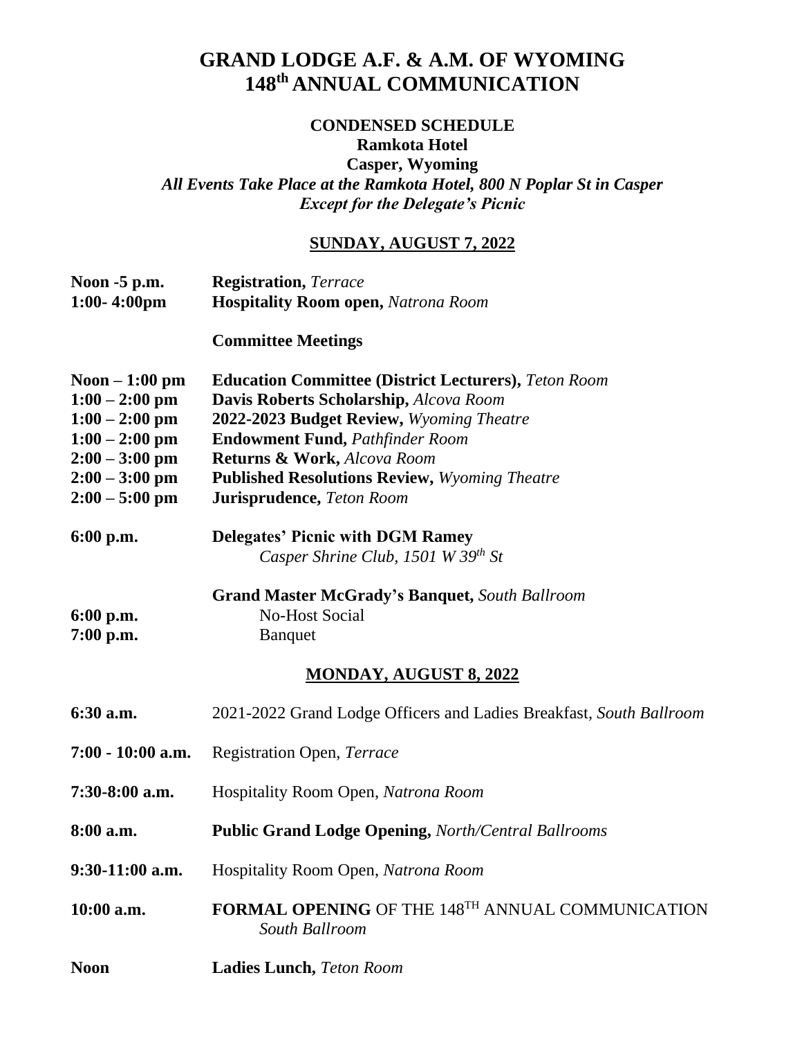# GRAND LODGE A.F. & A.M. OF WYOMING
# 148th ANNUAL COMMUNICATION

**CONDENSED SCHEDULE**
**Ramkota Hotel**
**Casper, Wyoming**
***All Events Take Place at the Ramkota Hotel, 800 N Poplar St in Casper***
***Except for the Delegate's Picnic***

## SUNDAY, AUGUST 7, 2022

**Noon -5 p.m.** **Registration,** *Terrace*
**1:00- 4:00pm** **Hospitality Room open,** *Natrona Room*

**Committee Meetings**

**Noon – 1:00 pm** **Education Committee (District Lecturers),** *Teton Room*
**1:00 – 2:00 pm** **Davis Roberts Scholarship,** *Alcova Room*
**1:00 – 2:00 pm** **2022-2023 Budget Review,** *Wyoming Theatre*
**1:00 – 2:00 pm** **Endowment Fund,** *Pathfinder Room*
**2:00 – 3:00 pm** **Returns & Work,** *Alcova Room*
**2:00 – 3:00 pm** **Published Resolutions Review,** *Wyoming Theatre*
**2:00 – 5:00 pm** **Jurisprudence,** *Teton Room*

**6:00 p.m.** **Delegates' Picnic with DGM Ramey**
*Casper Shrine Club, 1501 W 39th St*

**Grand Master McGrady's Banquet,** *South Ballroom*
**6:00 p.m.** No-Host Social
**7:00 p.m.** Banquet

## MONDAY, AUGUST 8, 2022

**6:30 a.m.** 2021-2022 Grand Lodge Officers and Ladies Breakfast, *South Ballroom*

**7:00 - 10:00 a.m.** Registration Open, *Terrace*

**7:30-8:00 a.m.** Hospitality Room Open, *Natrona Room*

**8:00 a.m.** **Public Grand Lodge Opening,** *North/Central Ballrooms*

**9:30-11:00 a.m.** Hospitality Room Open, *Natrona Room*

**10:00 a.m.** **FORMAL OPENING** OF THE 148TH ANNUAL COMMUNICATION
*South Ballroom*

**Noon** **Ladies Lunch,** *Teton Room*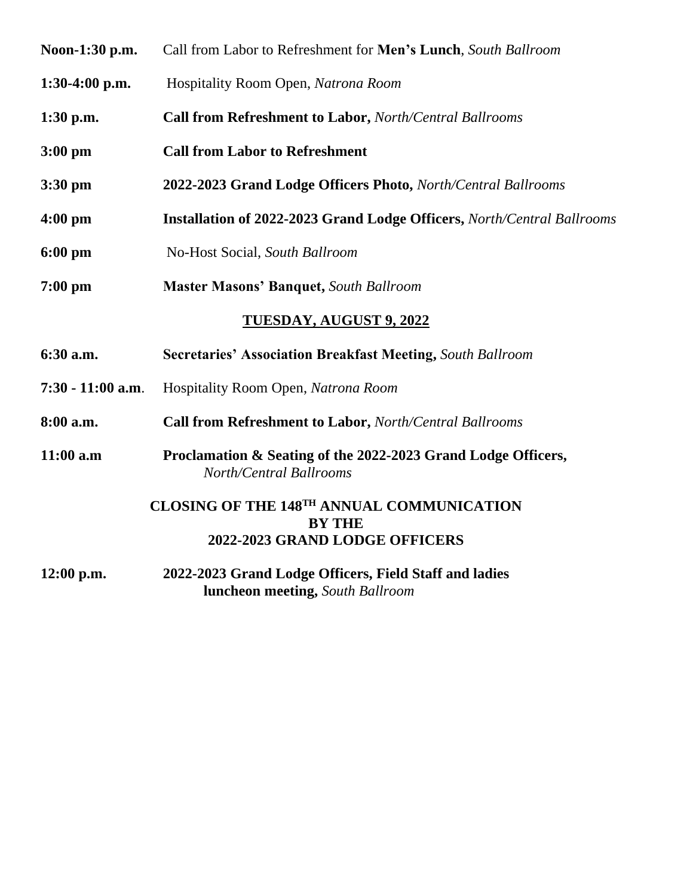**Noon-1:30 p.m.** Call from Labor to Refreshment for **Men's Lunch**, *South Ballroom*

**1:30-4:00 p.m.** Hospitality Room Open, *Natrona Room*

**1:30 p.m.** **Call from Refreshment to Labor,** *North/Central Ballrooms*

**3:00 pm** **Call from Labor to Refreshment**

**3:30 pm** **2022-2023 Grand Lodge Officers Photo,** *North/Central Ballrooms*

**4:00 pm** **Installation of 2022-2023 Grand Lodge Officers,** *North/Central Ballrooms*

**6:00 pm** No-Host Social, *South Ballroom*

**7:00 pm** **Master Masons' Banquet,** *South Ballroom*

## TUESDAY, AUGUST 9, 2022

**6:30 a.m.** **Secretaries' Association Breakfast Meeting,** *South Ballroom*

**7:30 - 11:00 a.m**. Hospitality Room Open, *Natrona Room*

**8:00 a.m.** **Call from Refreshment to Labor,** *North/Central Ballrooms*

**11:00 a.m** **Proclamation & Seating of the 2022-2023 Grand Lodge Officers,** *North/Central Ballrooms*

**CLOSING OF THE 148TH ANNUAL COMMUNICATION BY THE 2022-2023 GRAND LODGE OFFICERS**

**12:00 p.m.** **2022-2023 Grand Lodge Officers, Field Staff and ladies luncheon meeting,** *South Ballroom*